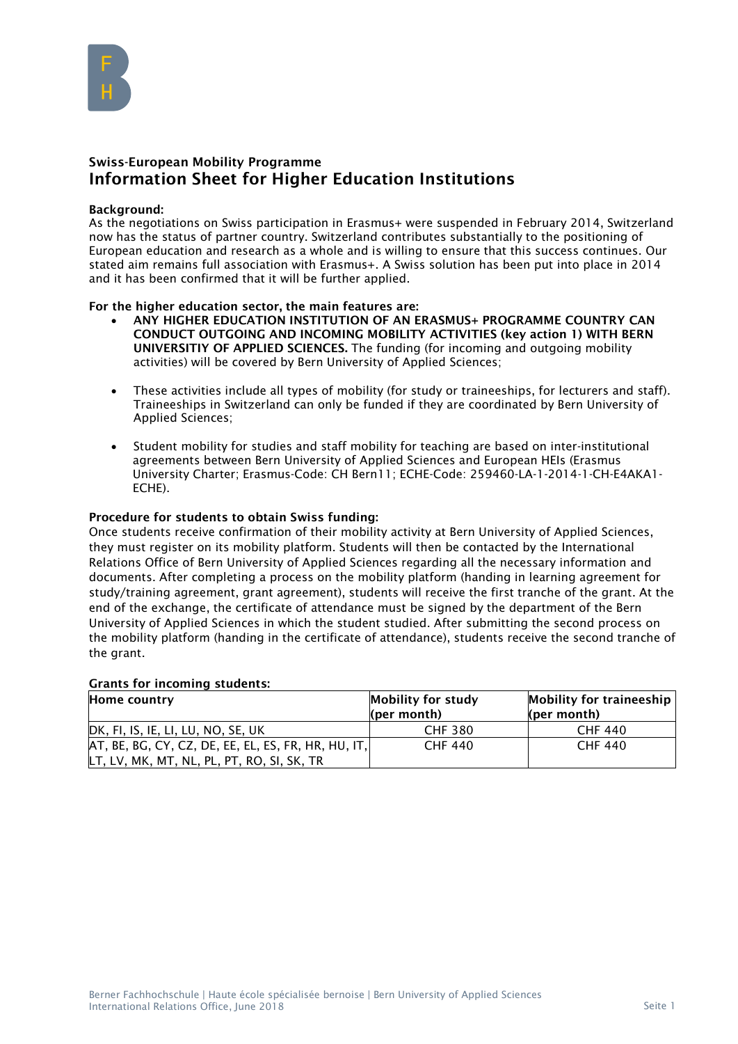## Swiss-European Mobility Programme

# Information Sheet for Higher Education Institutions

**Background:**

As the negotiations on Swiss participation in Erasmus+ were suspended in February 2014, Switzerland now has the status of partner country. Switzerland contributes substantially to the positioning of European education and research as a whole and is willing to ensure that this success continues. Our stated aim remains full association with Erasmus+. A Swiss solution has been put into place in 2014 and it has been confirmed that it will be further applied.

**For the higher education sector, the main features are:**

- **ANY HIGHER EDUCATION INSTITUTION OF AN ERASMUS+ PROGRAMME COUNTRY CAN CONDUCT OUTGOING AND INCOMING MOBILITY ACTIVITIES (key action 1) WITH BERN UNIVERSITIY OF APPLIED SCIENCES.** The funding (for incoming and outgoing mobility activities) will be covered by Bern University of Applied Sciences;

- These activities include all types of mobility (for study or traineeships, for lecturers and staff). Traineeships in Switzerland can only be funded if they are coordinated by Bern University of Applied Sciences;

- Student mobility for studies and staff mobility for teaching are based on inter-institutional agreements between Bern University of Applied Sciences and European HEIs (Erasmus University Charter; Erasmus-Code: CH Bern11; ECHE-Code: 259460-LA-1-2014-1-CH-E4AKA1-ECHE).

**Procedure for students to obtain Swiss funding:**

Once students receive confirmation of their mobility activity at Bern University of Applied Sciences, they must register on its mobility platform. Students will then be contacted by the International Relations Office of Bern University of Applied Sciences regarding all the necessary information and documents. After completing a process on the mobility platform (handing in learning agreement for study/training agreement, grant agreement), students will receive the first tranche of the grant. At the end of the exchange, the certificate of attendance must be signed by the department of the Bern University of Applied Sciences in which the student studied. After submitting the second process on the mobility platform (handing in the certificate of attendance), students receive the second tranche of the grant.

**Grants for incoming students:**

| **Home country** | **Mobility for study (per month)** | **Mobility for traineeship (per month)** |
|---|---|---|
| DK, FI, IS, IE, LI, LU, NO, SE, UK | CHF 380 | CHF 440 |
| AT, BE, BG, CY, CZ, DE, EE, EL, ES, FR, HR, HU, IT, LT, LV, MK, MT, NL, PL, PT, RO, SI, SK, TR | CHF 440 | CHF 440 |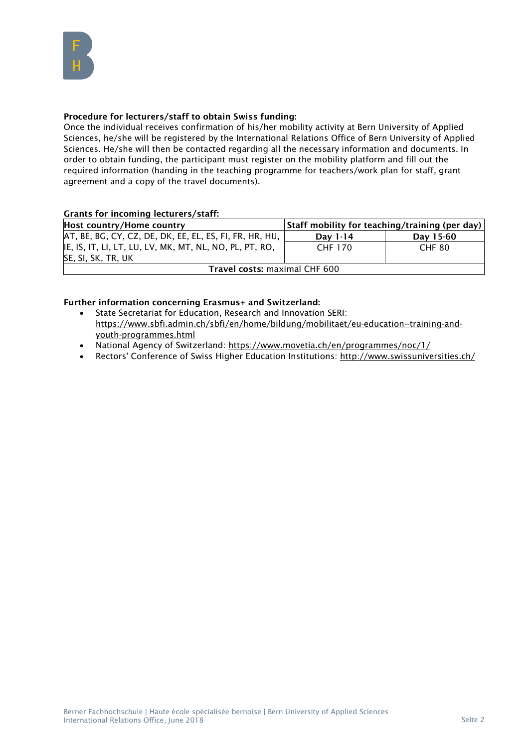**Procedure for lecturers/staff to obtain Swiss funding:**

Once the individual receives confirmation of his/her mobility activity at Bern University of Applied Sciences, he/she will be registered by the International Relations Office of Bern University of Applied Sciences. He/she will then be contacted regarding all the necessary information and documents. In order to obtain funding, the participant must register on the mobility platform and fill out the required information (handing in the teaching programme for teachers/work plan for staff, grant agreement and a copy of the travel documents).

**Grants for incoming lecturers/staff:**

| Host country/Home country | Staff mobility for teaching/training (per day) | |
|---|---|---|
| AT, BE, BG, CY, CZ, DE, DK, EE, EL, ES, FI, FR, HR, HU, IE, IS, IT, LI, LT, LU, LV, MK, MT, NL, NO, PL, PT, RO, SE, SI, SK, TR, UK | **Day 1-14** | **Day 15-60** |
| | CHF 170 | CHF 80 |
| **Travel costs:** maximal CHF 600 | | |

**Further information concerning Erasmus+ and Switzerland:**

- State Secretariat for Education, Research and Innovation SERI: https://www.sbfi.admin.ch/sbfi/en/home/bildung/mobilitaet/eu-education--training-and-youth-programmes.html
- National Agency of Switzerland: https://www.movetia.ch/en/programmes/noc/1/
- Rectors' Conference of Swiss Higher Education Institutions: http://www.swissuniversities.ch/